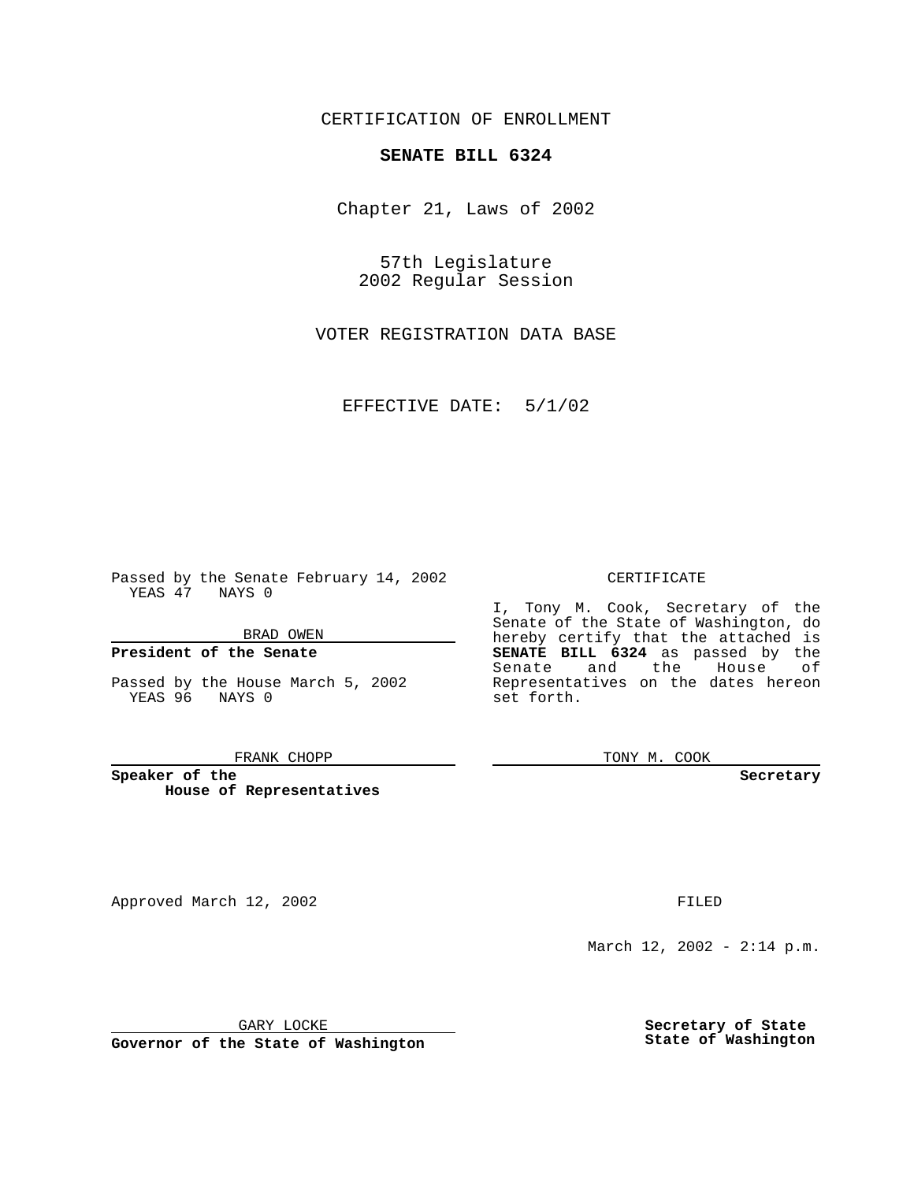CERTIFICATION OF ENROLLMENT

**SENATE BILL 6324**

Chapter 21, Laws of 2002

57th Legislature
2002 Regular Session

VOTER REGISTRATION DATA BASE

EFFECTIVE DATE: 5/1/02

Passed by the Senate February 14, 2002
YEAS 47 NAYS 0

BRAD OWEN

**President of the Senate**

Passed by the House March 5, 2002
YEAS 96 NAYS 0

FRANK CHOPP

**Speaker of the House of Representatives**

CERTIFICATE

I, Tony M. Cook, Secretary of the Senate of the State of Washington, do hereby certify that the attached is **SENATE BILL 6324** as passed by the Senate and the House of Representatives on the dates hereon set forth.

TONY M. COOK

**Secretary**

Approved March 12, 2002

GARY LOCKE

**Governor of the State of Washington**

FILED

March 12, 2002 - 2:14 p.m.

**Secretary of State**
**State of Washington**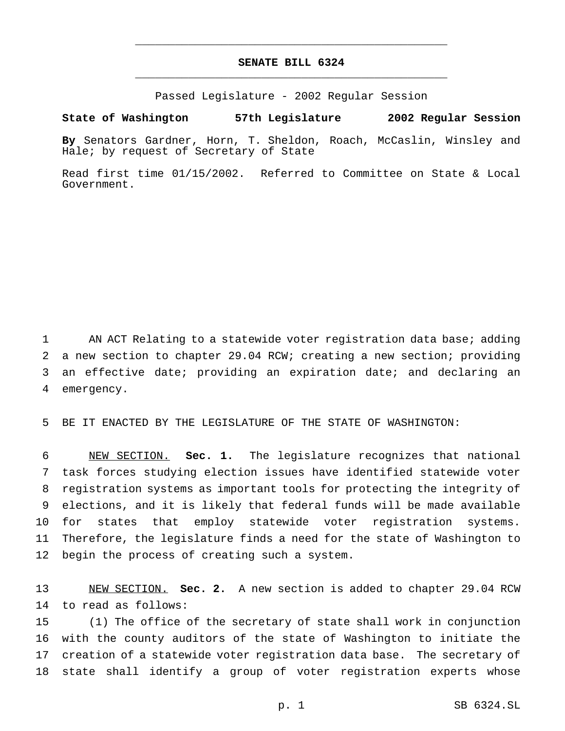**SENATE BILL 6324**

Passed Legislature - 2002 Regular Session

**State of Washington 57th Legislature 2002 Regular Session**

**By** Senators Gardner, Horn, T. Sheldon, Roach, McCaslin, Winsley and Hale; by request of Secretary of State

Read first time 01/15/2002. Referred to Committee on State & Local Government.

AN ACT Relating to a statewide voter registration data base; adding a new section to chapter 29.04 RCW; creating a new section; providing an effective date; providing an expiration date; and declaring an emergency.

BE IT ENACTED BY THE LEGISLATURE OF THE STATE OF WASHINGTON:

NEW SECTION. **Sec. 1.** The legislature recognizes that national task forces studying election issues have identified statewide voter registration systems as important tools for protecting the integrity of elections, and it is likely that federal funds will be made available for states that employ statewide voter registration systems. Therefore, the legislature finds a need for the state of Washington to begin the process of creating such a system.

NEW SECTION. **Sec. 2.** A new section is added to chapter 29.04 RCW to read as follows:

(1) The office of the secretary of state shall work in conjunction with the county auditors of the state of Washington to initiate the creation of a statewide voter registration data base. The secretary of state shall identify a group of voter registration experts whose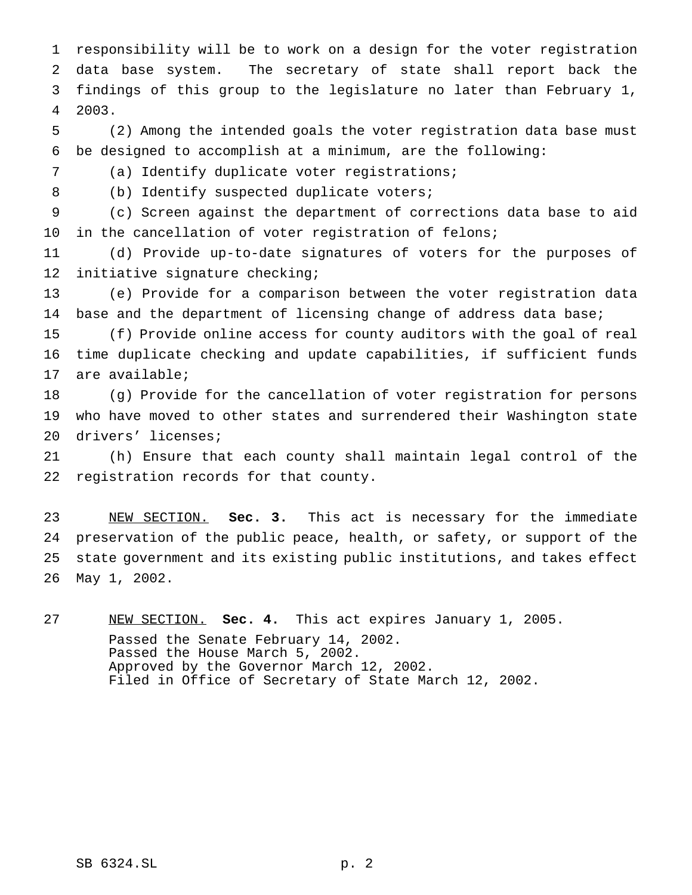responsibility will be to work on a design for the voter registration data base system. The secretary of state shall report back the findings of this group to the legislature no later than February 1, 2003.

(2) Among the intended goals the voter registration data base must be designed to accomplish at a minimum, are the following:

(a) Identify duplicate voter registrations;

(b) Identify suspected duplicate voters;

(c) Screen against the department of corrections data base to aid in the cancellation of voter registration of felons;

(d) Provide up-to-date signatures of voters for the purposes of initiative signature checking;

(e) Provide for a comparison between the voter registration data base and the department of licensing change of address data base;

(f) Provide online access for county auditors with the goal of real time duplicate checking and update capabilities, if sufficient funds are available;

(g) Provide for the cancellation of voter registration for persons who have moved to other states and surrendered their Washington state drivers' licenses;

(h) Ensure that each county shall maintain legal control of the registration records for that county.

NEW SECTION. **Sec. 3.** This act is necessary for the immediate preservation of the public peace, health, or safety, or support of the state government and its existing public institutions, and takes effect May 1, 2002.

NEW SECTION. **Sec. 4.** This act expires January 1, 2005.

Passed the Senate February 14, 2002.
Passed the House March 5, 2002.
Approved by the Governor March 12, 2002.
Filed in Office of Secretary of State March 12, 2002.